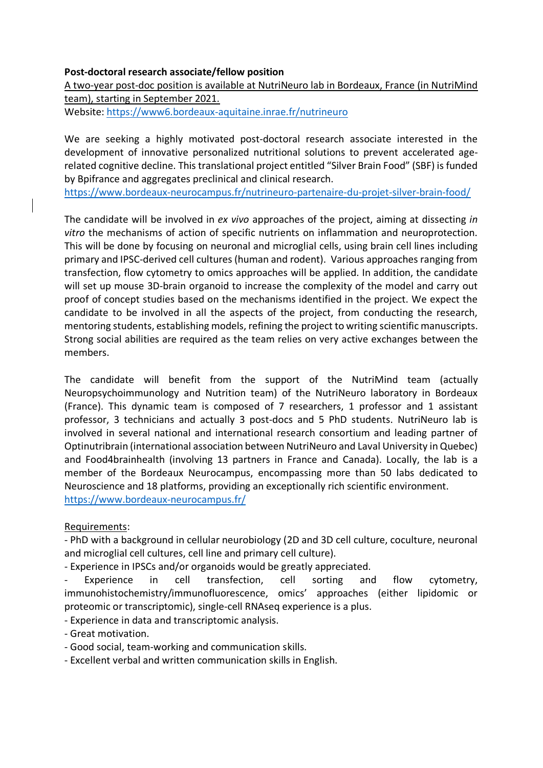**Post-doctoral research associate/fellow position**

A two-year post-doc position is available at NutriNeuro lab in Bordeaux, France (in NutriMind team), starting in September 2021.

Website: https://www6.bordeaux-aquitaine.inrae.fr/nutrineuro

We are seeking a highly motivated post-doctoral research associate interested in the development of innovative personalized nutritional solutions to prevent accelerated age-related cognitive decline. This translational project entitled "Silver Brain Food" (SBF) is funded by Bpifrance and aggregates preclinical and clinical research.

https://www.bordeaux-neurocampus.fr/nutrineuro-partenaire-du-projet-silver-brain-food/

The candidate will be involved in *ex vivo* approaches of the project, aiming at dissecting *in vitro* the mechanisms of action of specific nutrients on inflammation and neuroprotection. This will be done by focusing on neuronal and microglial cells, using brain cell lines including primary and IPSC-derived cell cultures (human and rodent). Various approaches ranging from transfection, flow cytometry to omics approaches will be applied. In addition, the candidate will set up mouse 3D-brain organoid to increase the complexity of the model and carry out proof of concept studies based on the mechanisms identified in the project. We expect the candidate to be involved in all the aspects of the project, from conducting the research, mentoring students, establishing models, refining the project to writing scientific manuscripts. Strong social abilities are required as the team relies on very active exchanges between the members.

The candidate will benefit from the support of the NutriMind team (actually Neuropsychoimmunology and Nutrition team) of the NutriNeuro laboratory in Bordeaux (France). This dynamic team is composed of 7 researchers, 1 professor and 1 assistant professor, 3 technicians and actually 3 post-docs and 5 PhD students. NutriNeuro lab is involved in several national and international research consortium and leading partner of Optinutribrain (international association between NutriNeuro and Laval University in Quebec) and Food4brainhealth (involving 13 partners in France and Canada). Locally, the lab is a member of the Bordeaux Neurocampus, encompassing more than 50 labs dedicated to Neuroscience and 18 platforms, providing an exceptionally rich scientific environment.

https://www.bordeaux-neurocampus.fr/

Requirements:

- PhD with a background in cellular neurobiology (2D and 3D cell culture, coculture, neuronal and microglial cell cultures, cell line and primary cell culture).
- Experience in IPSCs and/or organoids would be greatly appreciated.
- Experience in cell transfection, cell sorting and flow cytometry, immunohistochemistry/immunofluorescence, omics' approaches (either lipidomic or proteomic or transcriptomic), single-cell RNAseq experience is a plus.
- Experience in data and transcriptomic analysis.
- Great motivation.
- Good social, team-working and communication skills.
- Excellent verbal and written communication skills in English.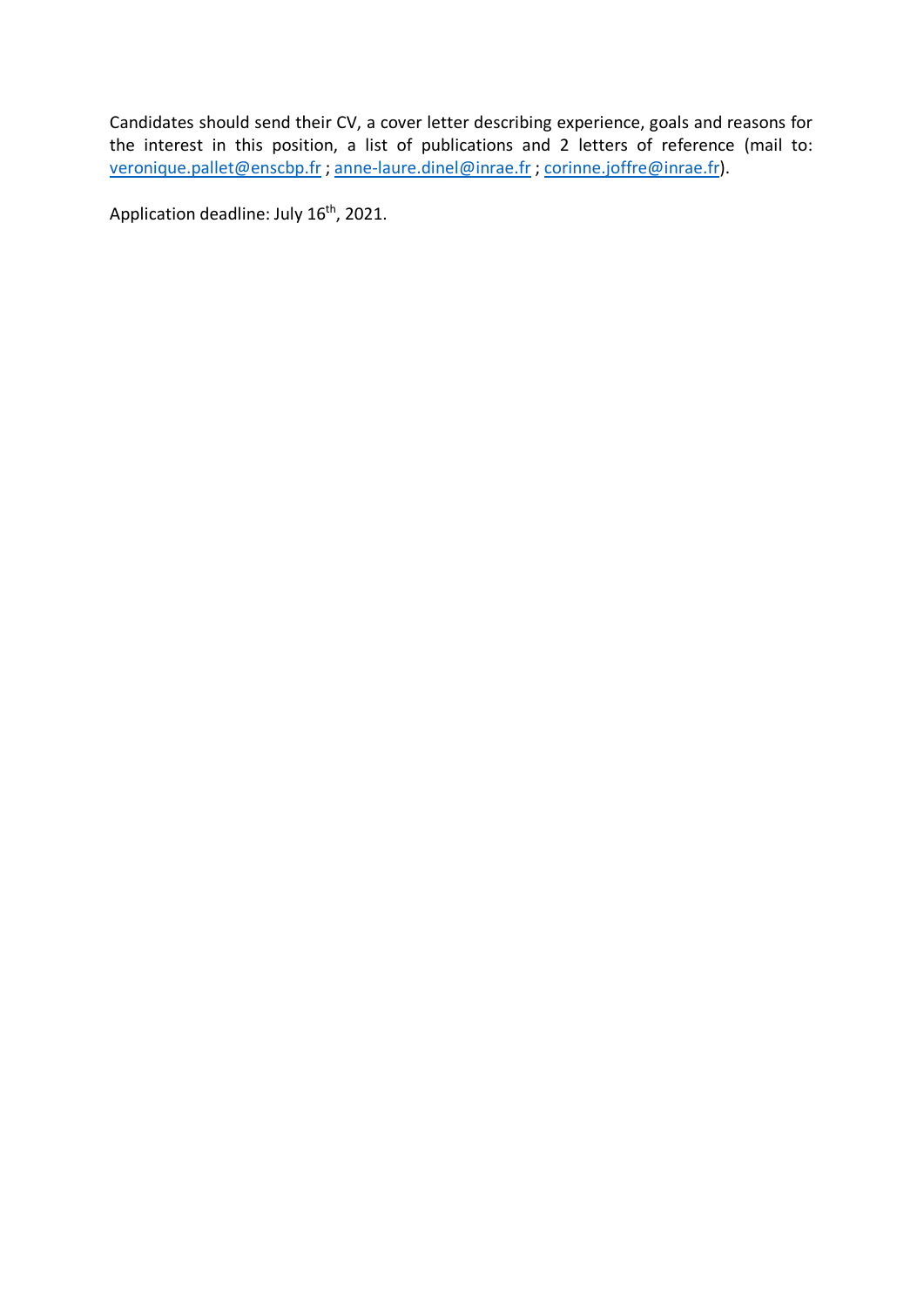Candidates should send their CV, a cover letter describing experience, goals and reasons for the interest in this position, a list of publications and 2 letters of reference (mail to: veronique.pallet@enscbp.fr ; anne-laure.dinel@inrae.fr ; corinne.joffre@inrae.fr).

Application deadline: July 16th, 2021.